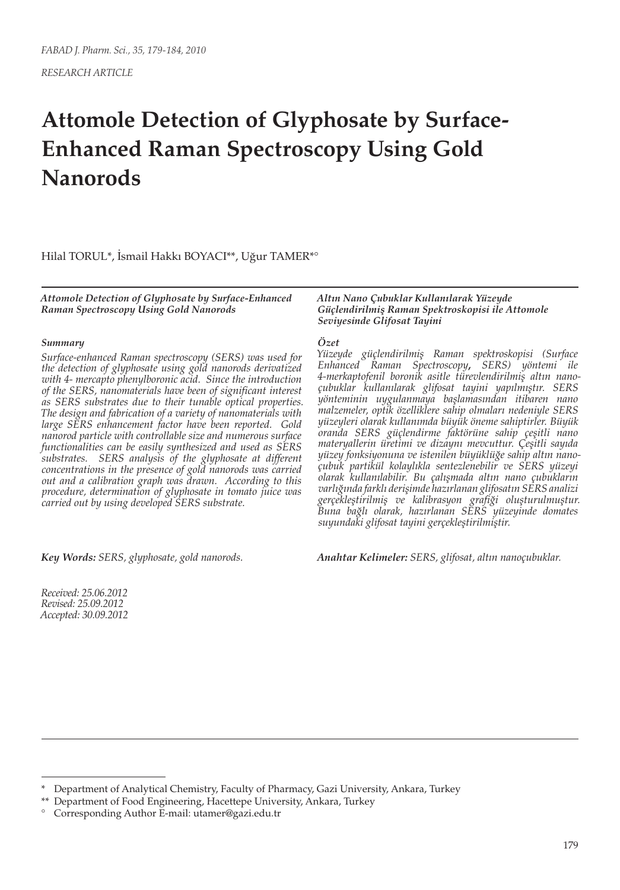*RESEARCH ARTICLE*

# Attomole Detection of Glyphosate by Surface-Enhanced Raman Spectroscopy Using Gold Nanorods

Hilal TORUL*, İsmail Hakkı BOYACI**, Uğur TAMER*°

***Attomole Detection of Glyphosate by Surface-Enhanced Raman Spectroscopy Using Gold Nanorods***

***Summary***

*Surface-enhanced Raman spectroscopy (SERS) was used for the detection of glyphosate using gold nanorods derivatized with 4- mercapto phenylboronic acid. Since the introduction of the SERS, nanomaterials have been of significant interest as SERS substrates due to their tunable optical properties. The design and fabrication of a variety of nanomaterials with large SERS enhancement factor have been reported. Gold nanorod particle with controllable size and numerous surface functionalities can be easily synthesized and used as SERS substrates. SERS analysis of the glyphosate at different concentrations in the presence of gold nanorods was carried out and a calibration graph was drawn. According to this procedure, determination of glyphosate in tomato juice was carried out by using developed SERS substrate.*

***Key Words:** SERS, glyphosate, gold nanorods.*

***Altın Nano Çubuklar Kullanılarak Yüzeyde Güçlendirilmiş Raman Spektroskopisi ile Attomole Seviyesinde Glifosat Tayini***

***Özet***

*Yüzeyde güçlendirilmiş Raman spektroskopisi (Surface Enhanced Raman Spectroscopy, SERS) yöntemi ile 4-merkaptofenil boronik asitle türevlendirilmiş altın nano-çubuklar kullanılarak glifosat tayini yapılmıştır. SERS yönteminin uygulanmaya başlamasından itibaren nano malzemeler, optik özelliklere sahip olmaları nedeniyle SERS yüzeyleri olarak kullanımda büyük öneme sahiptirler. Büyük oranda SERS güçlendirme faktörüne sahip çeşitli nano materyallerin üretimi ve dizaynı mevcuttur. Çeşitli sayıda yüzey fonksiyonuna ve istenilen büyüklüğe sahip altın nano-çubuk partikül kolaylıkla sentezlenebilir ve SERS yüzeyi olarak kullanılabilir. Bu çalışmada altın nano çubukların varlığında farklı derişimde hazırlanan glifosatın SERS analizi gerçekleştirilmiş ve kalibrasyon grafiği oluşturulmuştur. Buna bağlı olarak, hazırlanan SERS yüzeyinde domates suyundaki glifosat tayini gerçekleştirilmiştir.*

***Anahtar Kelimeler:** SERS, glifosat, altın nanoçubuklar.*

*Received: 25.06.2012*
*Revised: 25.09.2012*
*Accepted: 30.09.2012*

---

\* Department of Analytical Chemistry, Faculty of Pharmacy, Gazi University, Ankara, Turkey

\** Department of Food Engineering, Hacettepe University, Ankara, Turkey

° Corresponding Author E-mail: utamer@gazi.edu.tr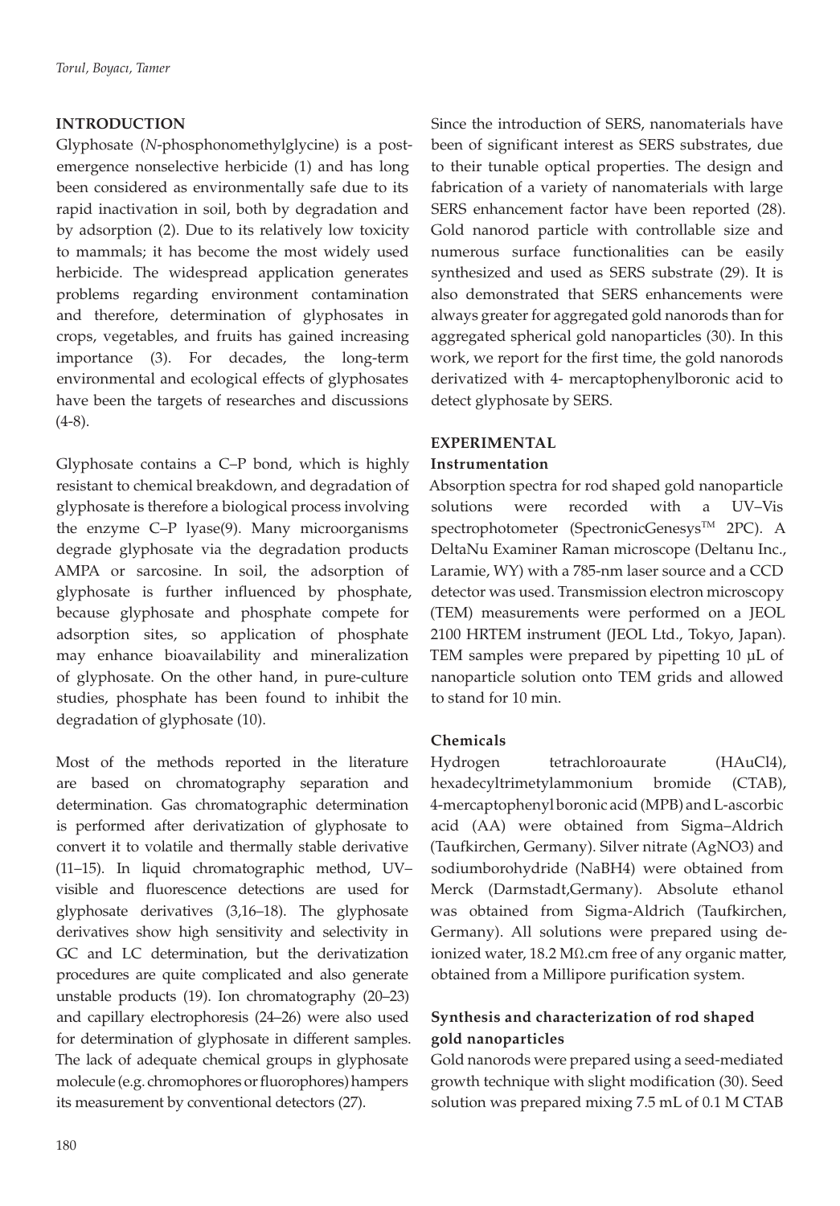## INTRODUCTION

Glyphosate (*N*-phosphonomethylglycine) is a post-emergence nonselective herbicide (1) and has long been considered as environmentally safe due to its rapid inactivation in soil, both by degradation and by adsorption (2). Due to its relatively low toxicity to mammals; it has become the most widely used herbicide. The widespread application generates problems regarding environment contamination and therefore, determination of glyphosates in crops, vegetables, and fruits has gained increasing importance (3). For decades, the long-term environmental and ecological effects of glyphosates have been the targets of researches and discussions (4-8).

Glyphosate contains a C–P bond, which is highly resistant to chemical breakdown, and degradation of glyphosate is therefore a biological process involving the enzyme C–P lyase(9). Many microorganisms degrade glyphosate via the degradation products AMPA or sarcosine. In soil, the adsorption of glyphosate is further influenced by phosphate, because glyphosate and phosphate compete for adsorption sites, so application of phosphate may enhance bioavailability and mineralization of glyphosate. On the other hand, in pure-culture studies, phosphate has been found to inhibit the degradation of glyphosate (10).

Most of the methods reported in the literature are based on chromatography separation and determination. Gas chromatographic determination is performed after derivatization of glyphosate to convert it to volatile and thermally stable derivative (11–15). In liquid chromatographic method, UV–visible and fluorescence detections are used for glyphosate derivatives (3,16–18). The glyphosate derivatives show high sensitivity and selectivity in GC and LC determination, but the derivatization procedures are quite complicated and also generate unstable products (19). Ion chromatography (20–23) and capillary electrophoresis (24–26) were also used for determination of glyphosate in different samples. The lack of adequate chemical groups in glyphosate molecule (e.g. chromophores or fluorophores) hampers its measurement by conventional detectors (27).

Since the introduction of SERS, nanomaterials have been of significant interest as SERS substrates, due to their tunable optical properties. The design and fabrication of a variety of nanomaterials with large SERS enhancement factor have been reported (28). Gold nanorod particle with controllable size and numerous surface functionalities can be easily synthesized and used as SERS substrate (29). It is also demonstrated that SERS enhancements were always greater for aggregated gold nanorods than for aggregated spherical gold nanoparticles (30). In this work, we report for the first time, the gold nanorods derivatized with 4- mercaptophenylboronic acid to detect glyphosate by SERS.

## EXPERIMENTAL

### Instrumentation

Absorption spectra for rod shaped gold nanoparticle solutions were recorded with a UV–Vis spectrophotometer (SpectronicGenesys™ 2PC). A DeltaNu Examiner Raman microscope (Deltanu Inc., Laramie, WY) with a 785-nm laser source and a CCD detector was used. Transmission electron microscopy (TEM) measurements were performed on a JEOL 2100 HRTEM instrument (JEOL Ltd., Tokyo, Japan). TEM samples were prepared by pipetting 10 µL of nanoparticle solution onto TEM grids and allowed to stand for 10 min.

### Chemicals

Hydrogen tetrachloroaurate ($HAuCl_4$), hexadecyltrimetylammonium bromide (CTAB), 4-mercaptophenyl boronic acid (MPB) and L-ascorbic acid (AA) were obtained from Sigma–Aldrich (Taufkirchen, Germany). Silver nitrate ($AgNO_3$) and sodiumborohydride ($NaBH_4$) were obtained from Merck (Darmstadt,Germany). Absolute ethanol was obtained from Sigma-Aldrich (Taufkirchen, Germany). All solutions were prepared using de-ionized water, 18.2 MΩ.cm free of any organic matter, obtained from a Millipore purification system.

### Synthesis and characterization of rod shaped gold nanoparticles

Gold nanorods were prepared using a seed-mediated growth technique with slight modification (30). Seed solution was prepared mixing 7.5 mL of 0.1 M CTAB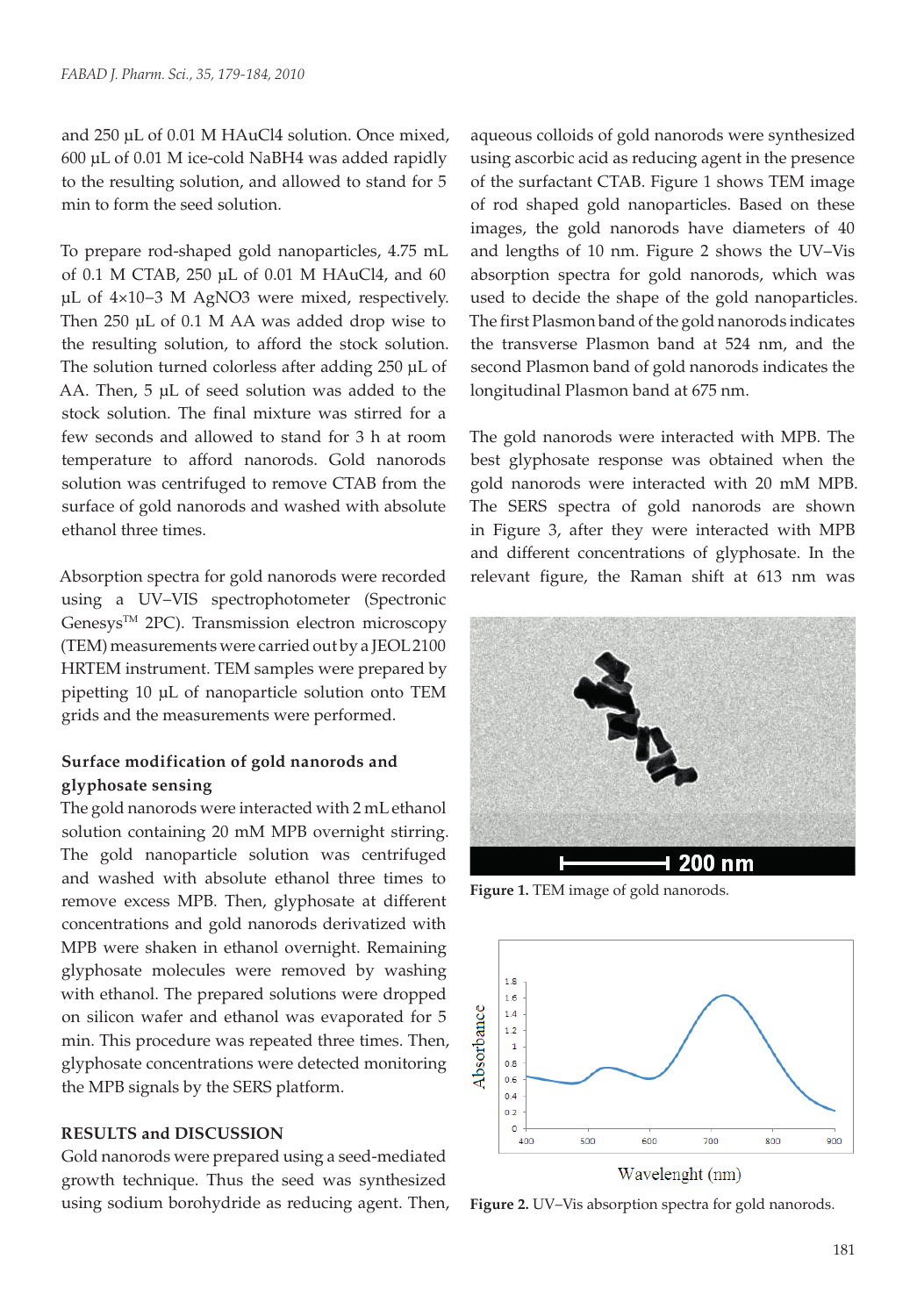and 250 µL of 0.01 M $HAuCl_4$ solution. Once mixed, 600 µL of 0.01 M ice-cold $NaBH_4$ was added rapidly to the resulting solution, and allowed to stand for 5 min to form the seed solution.

To prepare rod-shaped gold nanoparticles, 4.75 mL of 0.1 M CTAB, 250 µL of 0.01 M $HAuCl_4$, and 60 µL of $4\times10^{-3}$ M $AgNO_3$ were mixed, respectively. Then 250 µL of 0.1 M AA was added drop wise to the resulting solution, to afford the stock solution. The solution turned colorless after adding 250 µL of AA. Then, 5 µL of seed solution was added to the stock solution. The final mixture was stirred for a few seconds and allowed to stand for 3 h at room temperature to afford nanorods. Gold nanorods solution was centrifuged to remove CTAB from the surface of gold nanorods and washed with absolute ethanol three times.

Absorption spectra for gold nanorods were recorded using a UV–VIS spectrophotometer (Spectronic Genesys™ 2PC). Transmission electron microscopy (TEM) measurements were carried out by a JEOL 2100 HRTEM instrument. TEM samples were prepared by pipetting 10 µL of nanoparticle solution onto TEM grids and the measurements were performed.

### Surface modification of gold nanorods and glyphosate sensing

The gold nanorods were interacted with 2 mL ethanol solution containing 20 mM MPB overnight stirring. The gold nanoparticle solution was centrifuged and washed with absolute ethanol three times to remove excess MPB. Then, glyphosate at different concentrations and gold nanorods derivatized with MPB were shaken in ethanol overnight. Remaining glyphosate molecules were removed by washing with ethanol. The prepared solutions were dropped on silicon wafer and ethanol was evaporated for 5 min. This procedure was repeated three times. Then, glyphosate concentrations were detected monitoring the MPB signals by the SERS platform.

## RESULTS and DISCUSSION

Gold nanorods were prepared using a seed-mediated growth technique. Thus the seed was synthesized using sodium borohydride as reducing agent. Then, aqueous colloids of gold nanorods were synthesized using ascorbic acid as reducing agent in the presence of the surfactant CTAB. Figure 1 shows TEM image of rod shaped gold nanoparticles. Based on these images, the gold nanorods have diameters of 40 and lengths of 10 nm. Figure 2 shows the UV–Vis absorption spectra for gold nanorods, which was used to decide the shape of the gold nanoparticles. The first Plasmon band of the gold nanorods indicates the transverse Plasmon band at 524 nm, and the second Plasmon band of gold nanorods indicates the longitudinal Plasmon band at 675 nm.

The gold nanorods were interacted with MPB. The best glyphosate response was obtained when the gold nanorods were interacted with 20 mM MPB. The SERS spectra of gold nanorods are shown in Figure 3, after they were interacted with MPB and different concentrations of glyphosate. In the relevant figure, the Raman shift at 613 nm was

200 nm

**Figure 1.** TEM image of gold nanorods.

Absorbance

1.8
1.6
1.4
1.2
1
0.8
0.6
0.4
0.2
0

400
500
600
700
800
900

Wavelenght (nm)

**Figure 2.** UV–Vis absorption spectra for gold nanorods.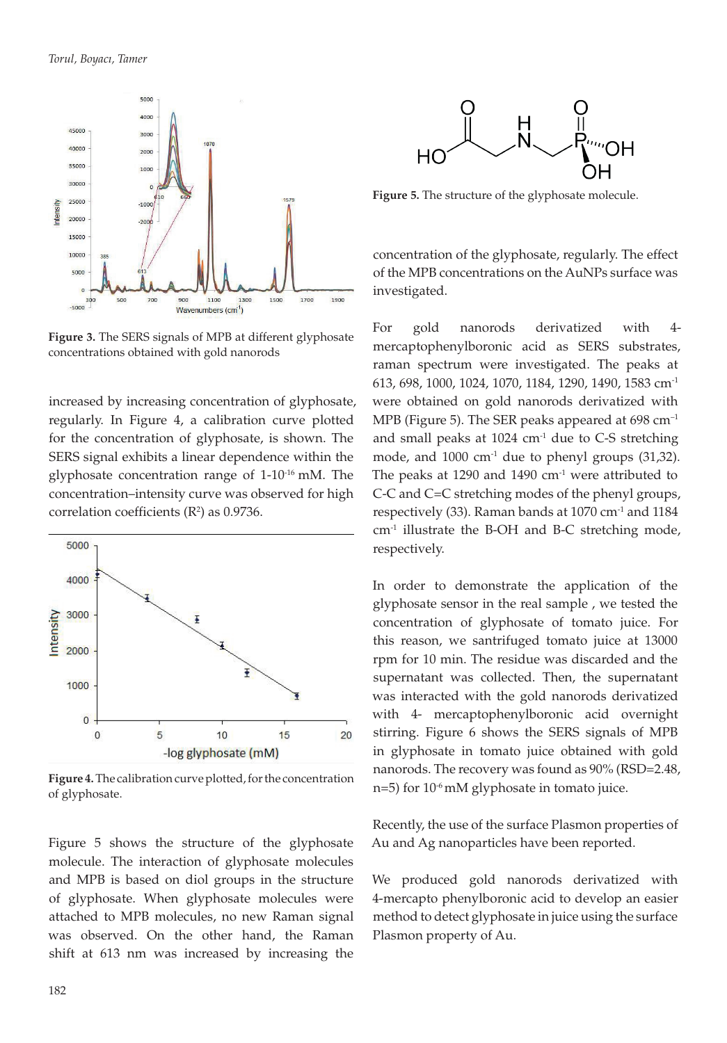5000
4000
3000
2000
1000
0
-1000
-2000
610
660
45000
40000
35000
30000
25000
20000
15000
10000
5000
0
-5000
Intensity
385
613
1070
1579
300
500
700
900
1100
1300
1500
1700
1900
Wavenumbers (cm$^{-1}$)

**Figure 3.** The SERS signals of MPB at different glyphosate concentrations obtained with gold nanorods

increased by increasing concentration of glyphosate, regularly. In Figure 4, a calibration curve plotted for the concentration of glyphosate, is shown. The SERS signal exhibits a linear dependence within the glyphosate concentration range of 1-10$^{-16}$ mM. The concentration–intensity curve was observed for high correlation coefficients ($R^2$) as 0.9736.

5000
4000
3000
2000
1000
0
Intensity
0
5
10
15
20
-log glyphosate (mM)

**Figure 4.** The calibration curve plotted, for the concentration of glyphosate.

Figure 5 shows the structure of the glyphosate molecule. The interaction of glyphosate molecules and MPB is based on diol groups in the structure of glyphosate. When glyphosate molecules were attached to MPB molecules, no new Raman signal was observed. On the other hand, the Raman shift at 613 nm was increased by increasing the concentration of the glyphosate, regularly. The effect of the MPB concentrations on the AuNPs surface was investigated.

HO
O
H
N
O
P
OH
OH

**Figure 5.** The structure of the glyphosate molecule.

For gold nanorods derivatized with 4-mercaptophenylboronic acid as SERS substrates, raman spectrum were investigated. The peaks at 613, 698, 1000, 1024, 1070, 1184, 1290, 1490, 1583 cm$^{-1}$ were obtained on gold nanorods derivatized with MPB (Figure 5). The SER peaks appeared at 698 cm$^{-1}$ and small peaks at 1024 cm$^{-1}$ due to C-S stretching mode, and 1000 cm$^{-1}$ due to phenyl groups (31,32). The peaks at 1290 and 1490 cm$^{-1}$ were attributed to C-C and C=C stretching modes of the phenyl groups, respectively (33). Raman bands at 1070 cm$^{-1}$ and 1184 cm$^{-1}$ illustrate the B-OH and B-C stretching mode, respectively.

In order to demonstrate the application of the glyphosate sensor in the real sample , we tested the concentration of glyphosate of tomato juice. For this reason, we santrifuged tomato juice at 13000 rpm for 10 min. The residue was discarded and the supernatant was collected. Then, the supernatant was interacted with the gold nanorods derivatized with 4- mercaptophenylboronic acid overnight stirring. Figure 6 shows the SERS signals of MPB in glyphosate in tomato juice obtained with gold nanorods. The recovery was found as 90% (RSD=2.48, n=5) for 10$^{-6}$ mM glyphosate in tomato juice.

Recently, the use of the surface Plasmon properties of Au and Ag nanoparticles have been reported.

We produced gold nanorods derivatized with 4-mercapto phenylboronic acid to develop an easier method to detect glyphosate in juice using the surface Plasmon property of Au.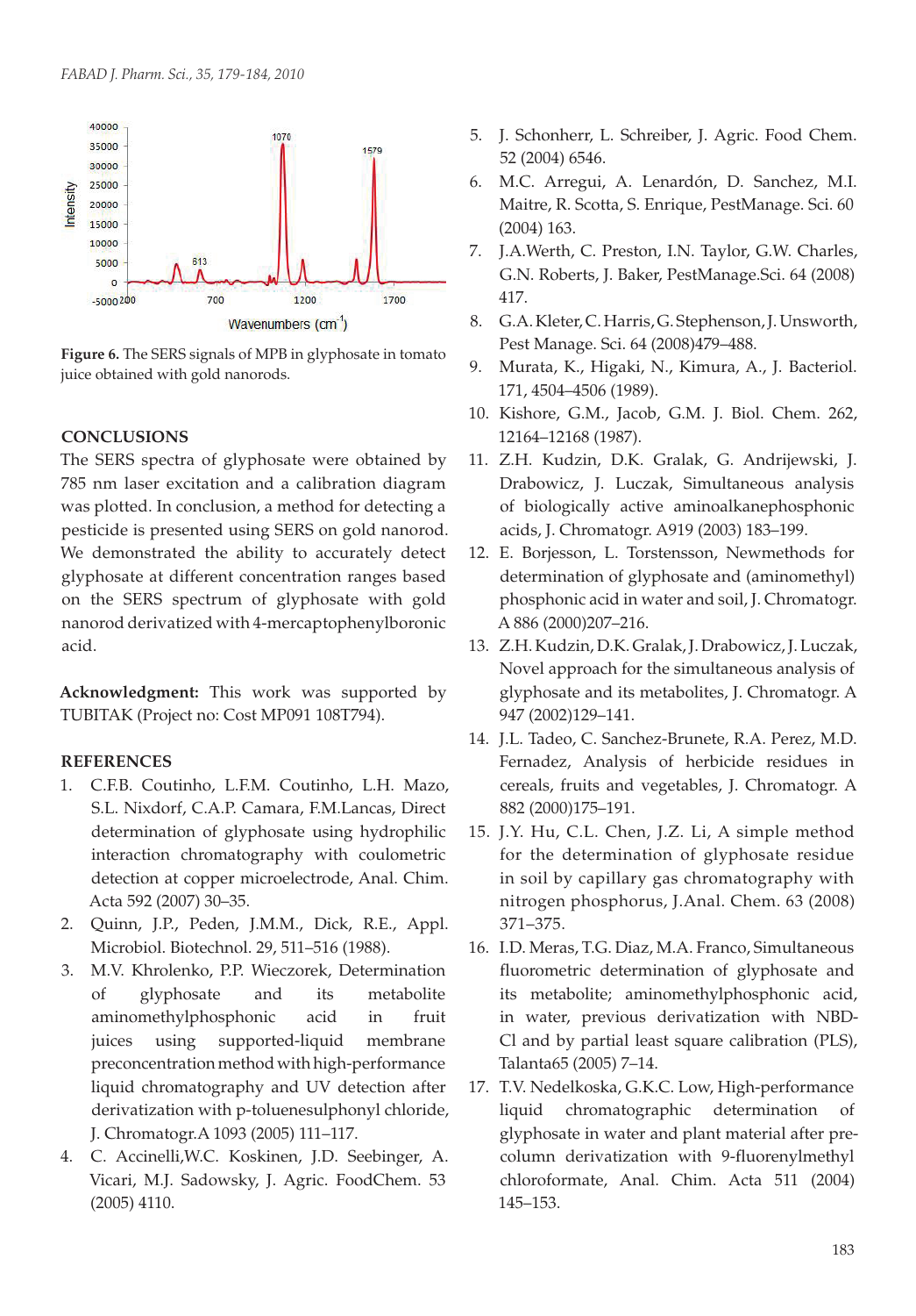40000
35000
30000
25000
20000
15000
10000
5000
0
-5000
200
700
1200
1700
1070
1579
613
Intensity
Wavenumbers (cm$^{-1}$)

**Figure 6.** The SERS signals of MPB in glyphosate in tomato juice obtained with gold nanorods.

## CONCLUSIONS

The SERS spectra of glyphosate were obtained by 785 nm laser excitation and a calibration diagram was plotted. In conclusion, a method for detecting a pesticide is presented using SERS on gold nanorod. We demonstrated the ability to accurately detect glyphosate at different concentration ranges based on the SERS spectrum of glyphosate with gold nanorod derivatized with 4-mercaptophenylboronic acid.

**Acknowledgment:** This work was supported by TUBITAK (Project no: Cost MP091 108T794).

## REFERENCES

1. C.F.B. Coutinho, L.F.M. Coutinho, L.H. Mazo, S.L. Nixdorf, C.A.P. Camara, F.M.Lancas, Direct determination of glyphosate using hydrophilic interaction chromatography with coulometric detection at copper microelectrode, Anal. Chim. Acta 592 (2007) 30–35.
2. Quinn, J.P., Peden, J.M.M., Dick, R.E., Appl. Microbiol. Biotechnol. 29, 511–516 (1988).
3. M.V. Khrolenko, P.P. Wieczorek, Determination of glyphosate and its metabolite aminomethylphosphonic acid in fruit juices using supported-liquid membrane preconcentration method with high-performance liquid chromatography and UV detection after derivatization with p-toluenesulphonyl chloride, J. Chromatogr.A 1093 (2005) 111–117.
4. C. Accinelli,W.C. Koskinen, J.D. Seebinger, A. Vicari, M.J. Sadowsky, J. Agric. FoodChem. 53 (2005) 4110.
5. J. Schonherr, L. Schreiber, J. Agric. Food Chem. 52 (2004) 6546.
6. M.C. Arregui, A. Lenardón, D. Sanchez, M.I. Maitre, R. Scotta, S. Enrique, PestManage. Sci. 60 (2004) 163.
7. J.A.Werth, C. Preston, I.N. Taylor, G.W. Charles, G.N. Roberts, J. Baker, PestManage.Sci. 64 (2008) 417.
8. G.A. Kleter, C. Harris, G. Stephenson, J. Unsworth, Pest Manage. Sci. 64 (2008)479–488.
9. Murata, K., Higaki, N., Kimura, A., J. Bacteriol. 171, 4504–4506 (1989).
10. Kishore, G.M., Jacob, G.M. J. Biol. Chem. 262, 12164–12168 (1987).
11. Z.H. Kudzin, D.K. Gralak, G. Andrijewski, J. Drabowicz, J. Luczak, Simultaneous analysis of biologically active aminoalkanephosphonic acids, J. Chromatogr. A919 (2003) 183–199.
12. E. Borjesson, L. Torstensson, Newmethods for determination of glyphosate and (aminomethyl) phosphonic acid in water and soil, J. Chromatogr. A 886 (2000)207–216.
13. Z.H. Kudzin, D.K. Gralak, J. Drabowicz, J. Luczak, Novel approach for the simultaneous analysis of glyphosate and its metabolites, J. Chromatogr. A 947 (2002)129–141.
14. J.L. Tadeo, C. Sanchez-Brunete, R.A. Perez, M.D. Fernadez, Analysis of herbicide residues in cereals, fruits and vegetables, J. Chromatogr. A 882 (2000)175–191.
15. J.Y. Hu, C.L. Chen, J.Z. Li, A simple method for the determination of glyphosate residue in soil by capillary gas chromatography with nitrogen phosphorus, J.Anal. Chem. 63 (2008) 371–375.
16. I.D. Meras, T.G. Diaz, M.A. Franco, Simultaneous fluorometric determination of glyphosate and its metabolite; aminomethylphosphonic acid, in water, previous derivatization with NBD-Cl and by partial least square calibration (PLS), Talanta65 (2005) 7–14.
17. T.V. Nedelkoska, G.K.C. Low, High-performance liquid chromatographic determination of glyphosate in water and plant material after pre-column derivatization with 9-fluorenylmethyl chloroformate, Anal. Chim. Acta 511 (2004) 145–153.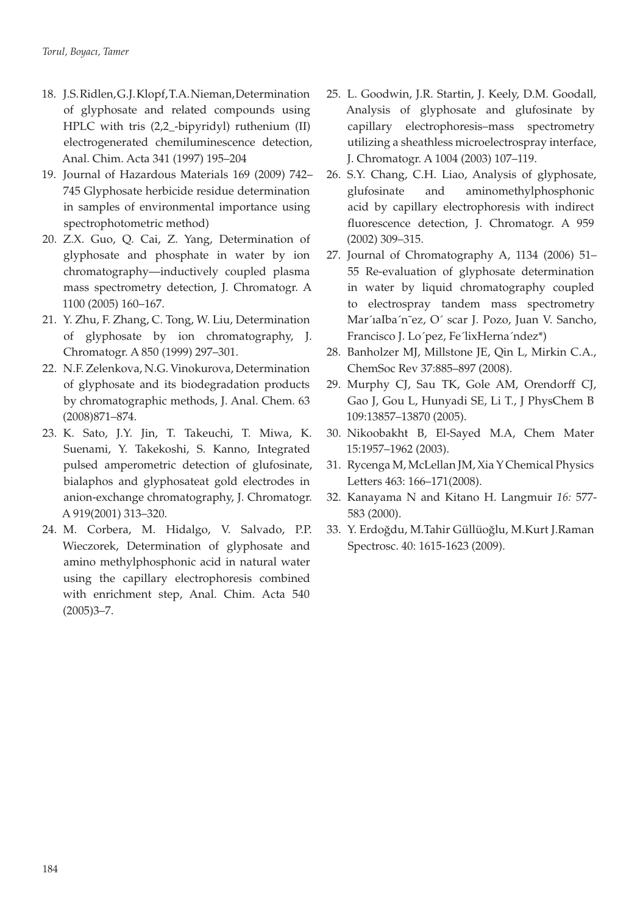18. J.S. Ridlen, G.J. Klopf, T.A. Nieman, Determination of glyphosate and related compounds using HPLC with tris (2,2_-bipyridyl) ruthenium (II) electrogenerated chemiluminescence detection, Anal. Chim. Acta 341 (1997) 195–204
19. Journal of Hazardous Materials 169 (2009) 742–745 Glyphosate herbicide residue determination in samples of environmental importance using spectrophotometric method)
20. Z.X. Guo, Q. Cai, Z. Yang, Determination of glyphosate and phosphate in water by ion chromatography—inductively coupled plasma mass spectrometry detection, J. Chromatogr. A 1100 (2005) 160–167.
21. Y. Zhu, F. Zhang, C. Tong, W. Liu, Determination of glyphosate by ion chromatography, J. Chromatogr. A 850 (1999) 297–301.
22. N.F. Zelenkova, N.G. Vinokurova, Determination of glyphosate and its biodegradation products by chromatographic methods, J. Anal. Chem. 63 (2008)871–874.
23. K. Sato, J.Y. Jin, T. Takeuchi, T. Miwa, K. Suenami, Y. Takekoshi, S. Kanno, Integrated pulsed amperometric detection of glufosinate, bialaphos and glyphosateat gold electrodes in anion-exchange chromatography, J. Chromatogr. A 919(2001) 313–320.
24. M. Corbera, M. Hidalgo, V. Salvado, P.P. Wieczorek, Determination of glyphosate and amino methylphosphonic acid in natural water using the capillary electrophoresis combined with enrichment step, Anal. Chim. Acta 540 (2005)3–7.
25. L. Goodwin, J.R. Startin, J. Keely, D.M. Goodall, Analysis of glyphosate and glufosinate by capillary electrophoresis–mass spectrometry utilizing a sheathless microelectrospray interface, J. Chromatogr. A 1004 (2003) 107–119.
26. S.Y. Chang, C.H. Liao, Analysis of glyphosate, glufosinate and aminomethylphosphonic acid by capillary electrophoresis with indirect fluorescence detection, J. Chromatogr. A 959 (2002) 309–315.
27. Journal of Chromatography A, 1134 (2006) 51–55 Re-evaluation of glyphosate determination in water by liquid chromatography coupled to electrospray tandem mass spectrometry Mar´ıaIba´n˜ez, O´ scar J. Pozo, Juan V. Sancho, Francisco J. Lo´pez, Fe´lixHerna´ndez*)
28. Banholzer MJ, Millstone JE, Qin L, Mirkin C.A., ChemSoc Rev 37:885–897 (2008).
29. Murphy CJ, Sau TK, Gole AM, Orendorff CJ, Gao J, Gou L, Hunyadi SE, Li T., J PhysChem B 109:13857–13870 (2005).
30. Nikoobakht B, El-Sayed M.A, Chem Mater 15:1957–1962 (2003).
31. Rycenga M, McLellan JM, Xia Y Chemical Physics Letters 463: 166–171(2008).
32. Kanayama N and Kitano H. Langmuir *16:* 577-583 (2000).
33. Y. Erdoğdu, M.Tahir Güllüoğlu, M.Kurt J.Raman Spectrosc. 40: 1615-1623 (2009).